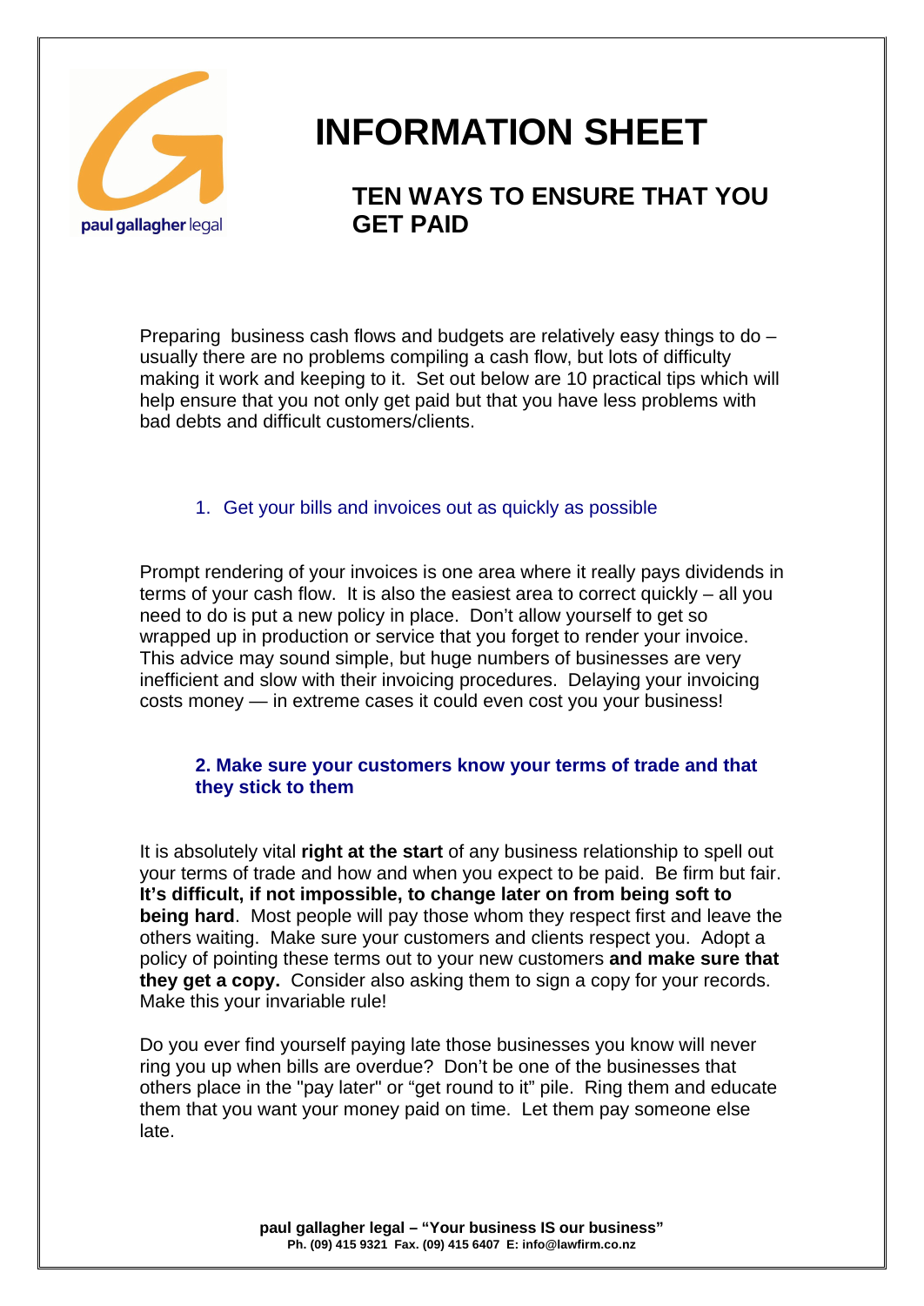# INFORMATION SHEET

## TEN WAYS TO ENSURE THAT YOU GET PAID

Preparing business cash flows and budgets are relatively easy things to do – usually there are no problems compiling a cash flow, but lots of difficulty making it work and keeping to it. Set out below are 10 practical tips which will help ensure that you not only get paid but that you have less problems with bad debts and difficult customers/clients.

### 1. Get your bills and invoices out as quickly as possible

Prompt rendering of your invoices is one area where it really pays dividends in terms of your cash flow. It is also the easiest area to correct quickly – all you need to do is put a new policy in place. Don't allow yourself to get so wrapped up in production or service that you forget to render your invoice. This advice may sound simple, but huge numbers of businesses are very inefficient and slow with their invoicing procedures. Delaying your invoicing costs money — in extreme cases it could even cost you your business!

### 2. Make sure your customers know your terms of trade and that they stick to them

It is absolutely vital **right at the start** of any business relationship to spell out your terms of trade and how and when you expect to be paid. Be firm but fair. **It's difficult, if not impossible, to change later on from being soft to being hard**. Most people will pay those whom they respect first and leave the others waiting. Make sure your customers and clients respect you. Adopt a policy of pointing these terms out to your new customers **and make sure that they get a copy.** Consider also asking them to sign a copy for your records. Make this your invariable rule!

Do you ever find yourself paying late those businesses you know will never ring you up when bills are overdue? Don't be one of the businesses that others place in the "pay later" or "get round to it" pile. Ring them and educate them that you want your money paid on time. Let them pay someone else late.

**paul gallagher legal – "Your business IS our business"**
**Ph. (09) 415 9321 Fax. (09) 415 6407 E: info@lawfirm.co.nz**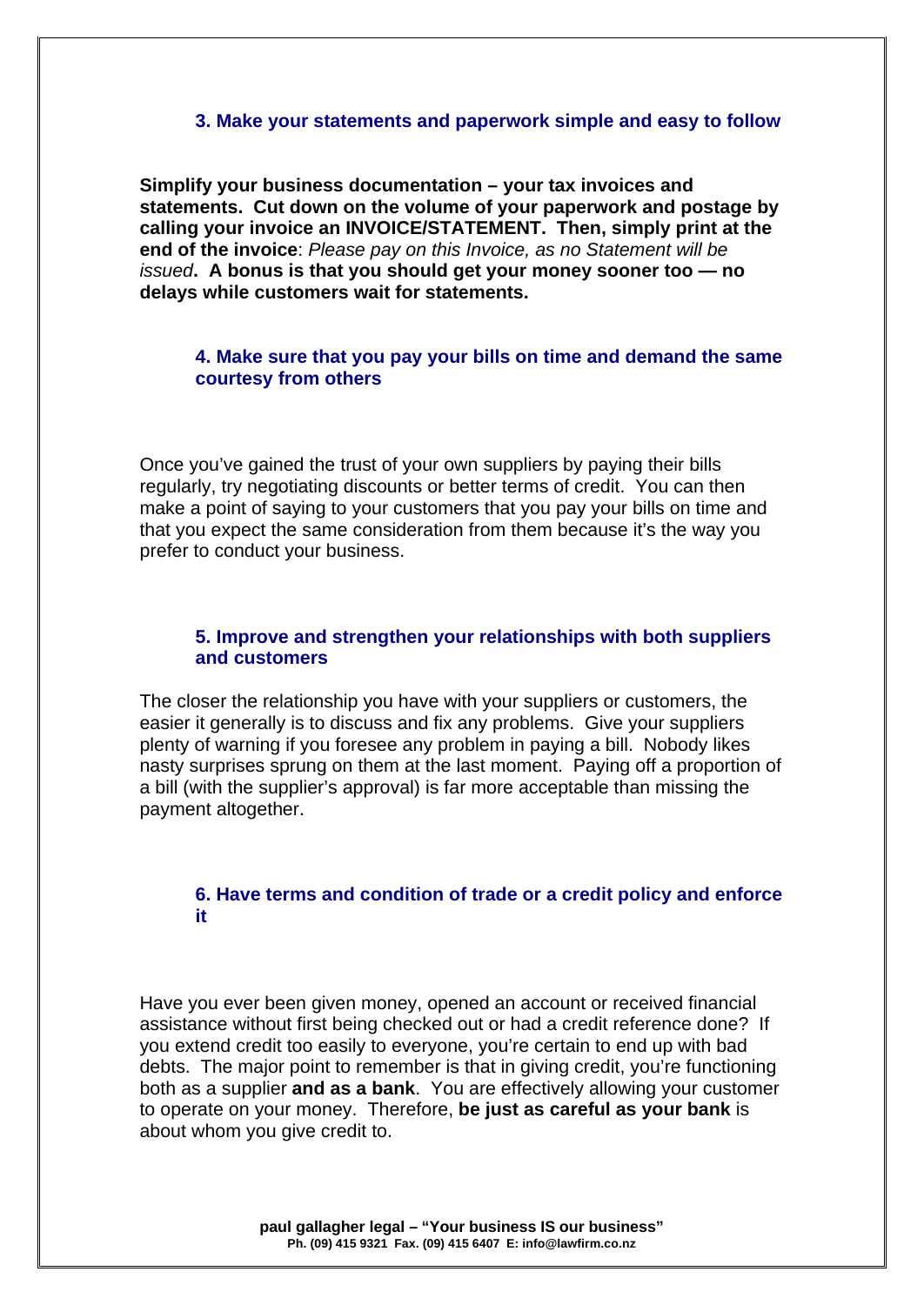### 3. Make your statements and paperwork simple and easy to follow

**Simplify your business documentation – your tax invoices and statements. Cut down on the volume of your paperwork and postage by calling your invoice an INVOICE/STATEMENT. Then, simply print at the end of the invoice**: *Please pay on this Invoice, as no Statement will be issued*. **A bonus is that you should get your money sooner too — no delays while customers wait for statements.**

### 4. Make sure that you pay your bills on time and demand the same courtesy from others

Once you've gained the trust of your own suppliers by paying their bills regularly, try negotiating discounts or better terms of credit. You can then make a point of saying to your customers that you pay your bills on time and that you expect the same consideration from them because it's the way you prefer to conduct your business.

### 5. Improve and strengthen your relationships with both suppliers and customers

The closer the relationship you have with your suppliers or customers, the easier it generally is to discuss and fix any problems. Give your suppliers plenty of warning if you foresee any problem in paying a bill. Nobody likes nasty surprises sprung on them at the last moment. Paying off a proportion of a bill (with the supplier's approval) is far more acceptable than missing the payment altogether.

### 6. Have terms and condition of trade or a credit policy and enforce it

Have you ever been given money, opened an account or received financial assistance without first being checked out or had a credit reference done? If you extend credit too easily to everyone, you're certain to end up with bad debts. The major point to remember is that in giving credit, you're functioning both as a supplier **and as a bank**. You are effectively allowing your customer to operate on your money. Therefore, **be just as careful as your bank** is about whom you give credit to.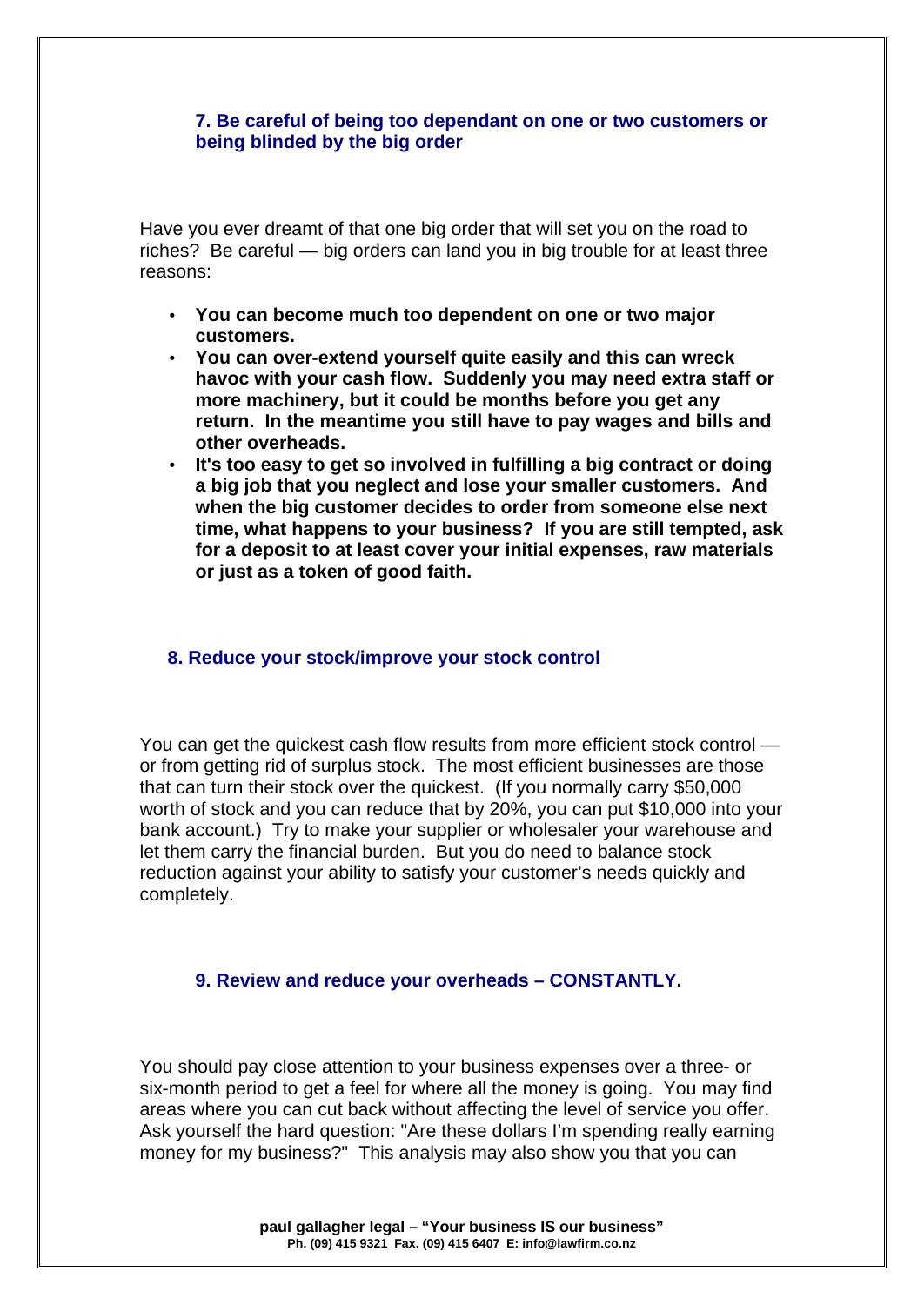### 7. Be careful of being too dependant on one or two customers or being blinded by the big order

Have you ever dreamt of that one big order that will set you on the road to riches? Be careful — big orders can land you in big trouble for at least three reasons:

- **You can become much too dependent on one or two major customers.**
- **You can over-extend yourself quite easily and this can wreck havoc with your cash flow. Suddenly you may need extra staff or more machinery, but it could be months before you get any return. In the meantime you still have to pay wages and bills and other overheads.**
- **It's too easy to get so involved in fulfilling a big contract or doing a big job that you neglect and lose your smaller customers. And when the big customer decides to order from someone else next time, what happens to your business? If you are still tempted, ask for a deposit to at least cover your initial expenses, raw materials or just as a token of good faith.**

### 8. Reduce your stock/improve your stock control

You can get the quickest cash flow results from more efficient stock control — or from getting rid of surplus stock. The most efficient businesses are those that can turn their stock over the quickest. (If you normally carry $50,000 worth of stock and you can reduce that by 20%, you can put $10,000 into your bank account.) Try to make your supplier or wholesaler your warehouse and let them carry the financial burden. But you do need to balance stock reduction against your ability to satisfy your customer's needs quickly and completely.

### 9. Review and reduce your overheads – CONSTANTLY.

You should pay close attention to your business expenses over a three- or six-month period to get a feel for where all the money is going. You may find areas where you can cut back without affecting the level of service you offer. Ask yourself the hard question: "Are these dollars I'm spending really earning money for my business?" This analysis may also show you that you can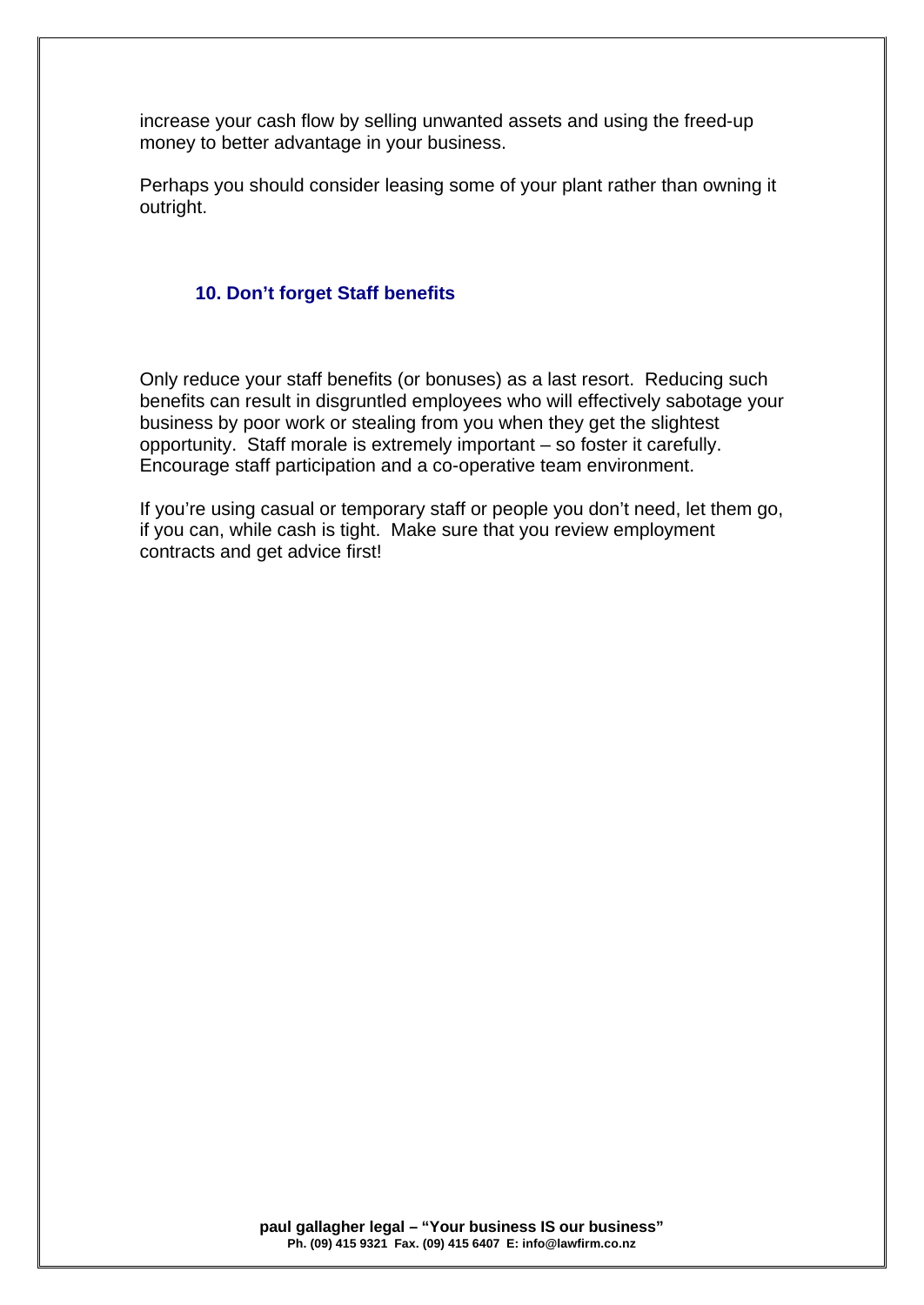increase your cash flow by selling unwanted assets and using the freed-up money to better advantage in your business.

Perhaps you should consider leasing some of your plant rather than owning it outright.

### 10. Don't forget Staff benefits

Only reduce your staff benefits (or bonuses) as a last resort. Reducing such benefits can result in disgruntled employees who will effectively sabotage your business by poor work or stealing from you when they get the slightest opportunity. Staff morale is extremely important – so foster it carefully. Encourage staff participation and a co-operative team environment.

If you're using casual or temporary staff or people you don't need, let them go, if you can, while cash is tight. Make sure that you review employment contracts and get advice first!